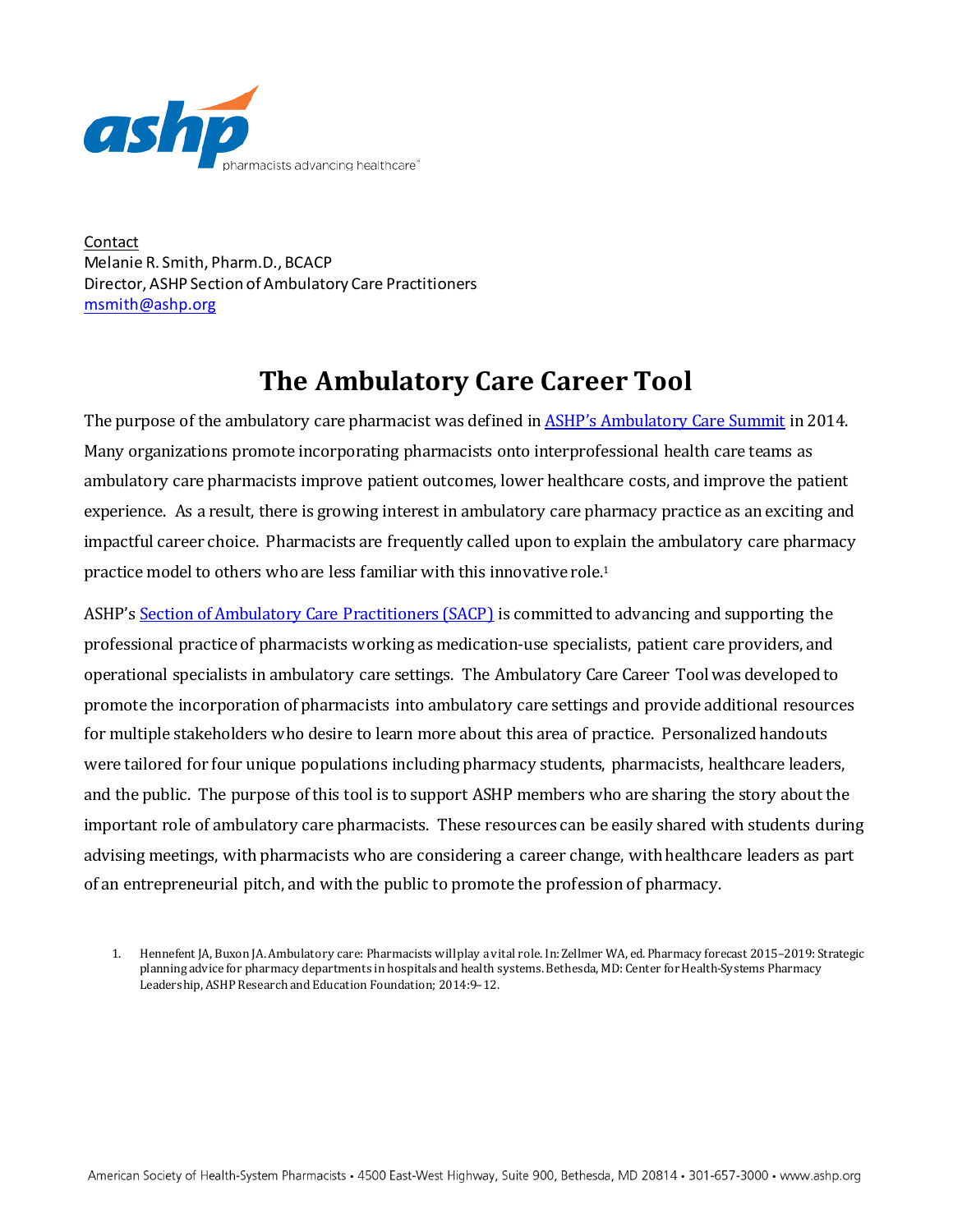Contact
Melanie R. Smith, Pharm.D., BCACP
Director, ASHP Section of Ambulatory Care Practitioners
msmith@ashp.org

# The Ambulatory Care Career Tool

The purpose of the ambulatory care pharmacist was defined in ASHP's Ambulatory Care Summit in 2014. Many organizations promote incorporating pharmacists onto interprofessional health care teams as ambulatory care pharmacists improve patient outcomes, lower healthcare costs, and improve the patient experience. As a result, there is growing interest in ambulatory care pharmacy practice as an exciting and impactful career choice. Pharmacists are frequently called upon to explain the ambulatory care pharmacy practice model to others who are less familiar with this innovative role.[1]

ASHP's Section of Ambulatory Care Practitioners (SACP) is committed to advancing and supporting the professional practice of pharmacists working as medication-use specialists, patient care providers, and operational specialists in ambulatory care settings. The Ambulatory Care Career Tool was developed to promote the incorporation of pharmacists into ambulatory care settings and provide additional resources for multiple stakeholders who desire to learn more about this area of practice. Personalized handouts were tailored for four unique populations including pharmacy students, pharmacists, healthcare leaders, and the public. The purpose of this tool is to support ASHP members who are sharing the story about the important role of ambulatory care pharmacists. These resources can be easily shared with students during advising meetings, with pharmacists who are considering a career change, with healthcare leaders as part of an entrepreneurial pitch, and with the public to promote the profession of pharmacy.

1. Hennefent JA, Buxon JA. Ambulatory care: Pharmacists will play a vital role. In: Zellmer WA, ed. Pharmacy forecast 2015–2019: Strategic planning advice for pharmacy departments in hospitals and health systems. Bethesda, MD: Center for Health-Systems Pharmacy Leadership, ASHP Research and Education Foundation; 2014:9–12.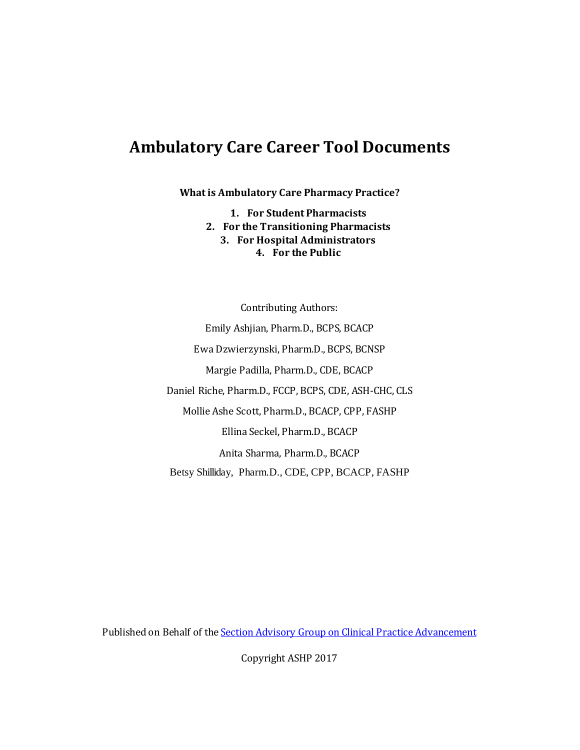# Ambulatory Care Career Tool Documents

**What is Ambulatory Care Pharmacy Practice?**

1. **For Student Pharmacists**
2. **For the Transitioning Pharmacists**
3. **For Hospital Administrators**
4. **For the Public**

Contributing Authors:

Emily Ashjian, Pharm.D., BCPS, BCACP

Ewa Dzwierzynski, Pharm.D., BCPS, BCNSP

Margie Padilla, Pharm.D., CDE, BCACP

Daniel Riche, Pharm.D., FCCP, BCPS, CDE, ASH-CHC, CLS

Mollie Ashe Scott, Pharm.D., BCACP, CPP, FASHP

Ellina Seckel, Pharm.D., BCACP

Anita Sharma, Pharm.D., BCACP

Betsy Shilliday, Pharm.D., CDE, CPP, BCACP, FASHP

Published on Behalf of the Section Advisory Group on Clinical Practice Advancement

Copyright ASHP 2017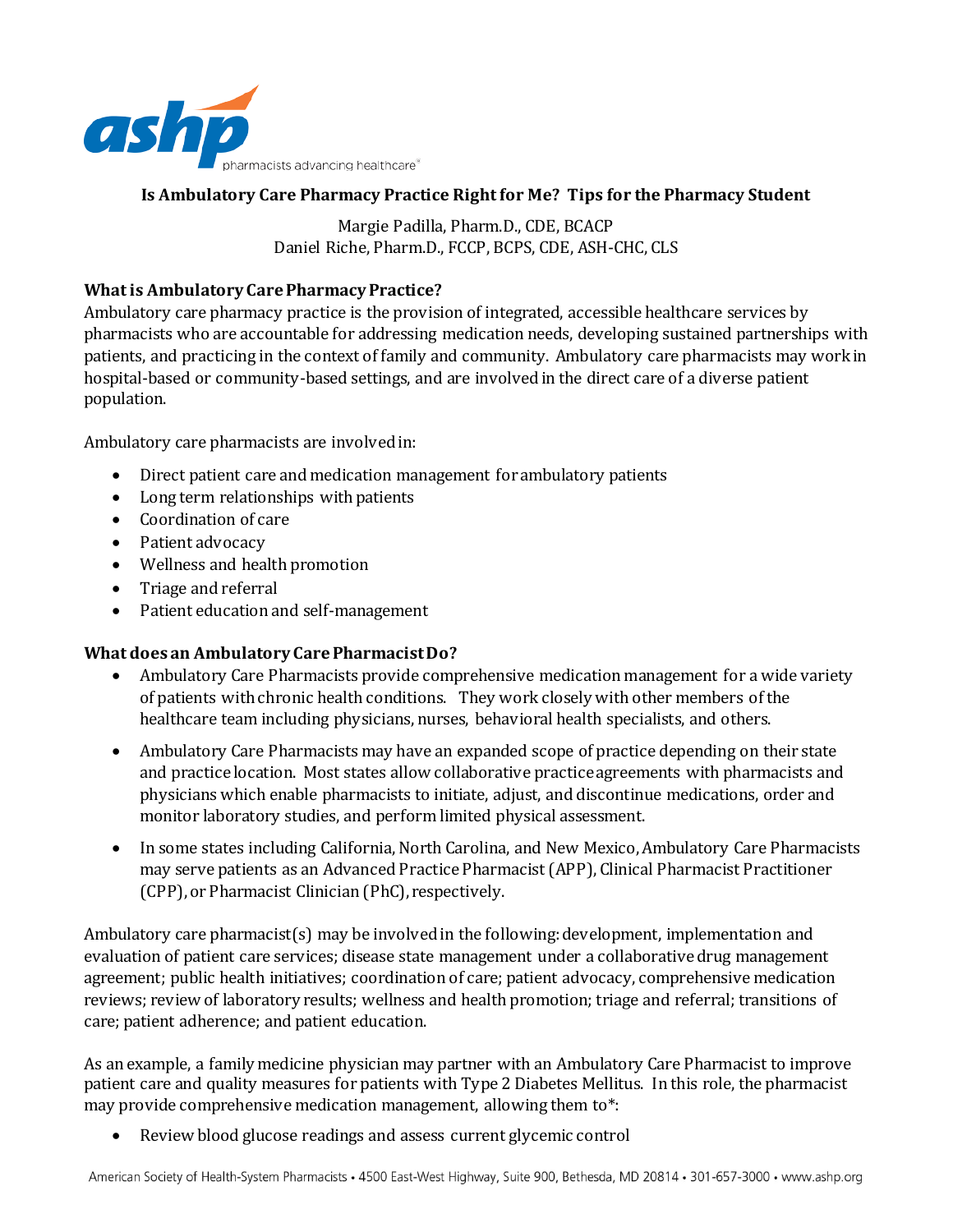# Is Ambulatory Care Pharmacy Practice Right for Me? Tips for the Pharmacy Student

Margie Padilla, Pharm.D., CDE, BCACP
Daniel Riche, Pharm.D., FCCP, BCPS, CDE, ASH-CHC, CLS

## What is Ambulatory Care Pharmacy Practice?

Ambulatory care pharmacy practice is the provision of integrated, accessible healthcare services by pharmacists who are accountable for addressing medication needs, developing sustained partnerships with patients, and practicing in the context of family and community. Ambulatory care pharmacists may work in hospital-based or community-based settings, and are involved in the direct care of a diverse patient population.

Ambulatory care pharmacists are involved in:

- Direct patient care and medication management for ambulatory patients
- Long term relationships with patients
- Coordination of care
- Patient advocacy
- Wellness and health promotion
- Triage and referral
- Patient education and self-management

## What does an Ambulatory Care Pharmacist Do?

- Ambulatory Care Pharmacists provide comprehensive medication management for a wide variety of patients with chronic health conditions. They work closely with other members of the healthcare team including physicians, nurses, behavioral health specialists, and others.
- Ambulatory Care Pharmacists may have an expanded scope of practice depending on their state and practice location. Most states allow collaborative practice agreements with pharmacists and physicians which enable pharmacists to initiate, adjust, and discontinue medications, order and monitor laboratory studies, and perform limited physical assessment.
- In some states including California, North Carolina, and New Mexico, Ambulatory Care Pharmacists may serve patients as an Advanced Practice Pharmacist (APP), Clinical Pharmacist Practitioner (CPP), or Pharmacist Clinician (PhC), respectively.

Ambulatory care pharmacist(s) may be involved in the following: development, implementation and evaluation of patient care services; disease state management under a collaborative drug management agreement; public health initiatives; coordination of care; patient advocacy, comprehensive medication reviews; review of laboratory results; wellness and health promotion; triage and referral; transitions of care; patient adherence; and patient education.

As an example, a family medicine physician may partner with an Ambulatory Care Pharmacist to improve patient care and quality measures for patients with Type 2 Diabetes Mellitus. In this role, the pharmacist may provide comprehensive medication management, allowing them to*:

- Review blood glucose readings and assess current glycemic control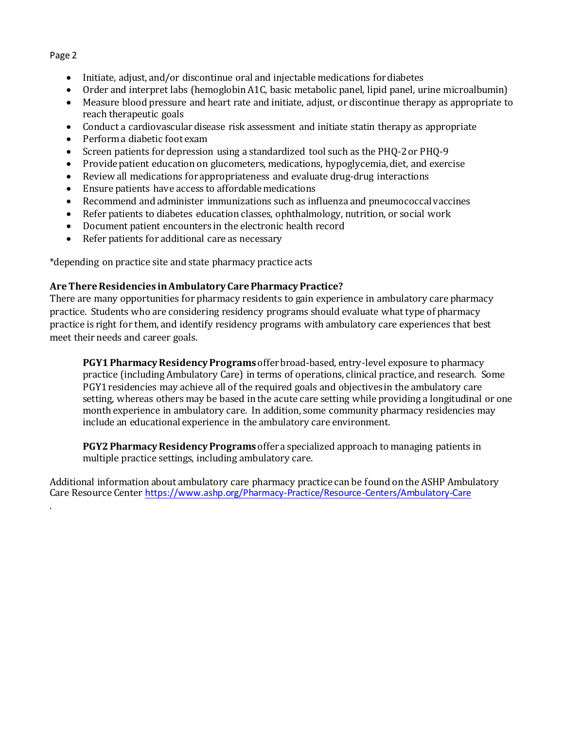- Initiate, adjust, and/or discontinue oral and injectable medications for diabetes
- Order and interpret labs (hemoglobin A1C, basic metabolic panel, lipid panel, urine microalbumin)
- Measure blood pressure and heart rate and initiate, adjust, or discontinue therapy as appropriate to reach therapeutic goals
- Conduct a cardiovascular disease risk assessment and initiate statin therapy as appropriate
- Perform a diabetic foot exam
- Screen patients for depression using a standardized tool such as the PHQ-2 or PHQ-9
- Provide patient education on glucometers, medications, hypoglycemia, diet, and exercise
- Review all medications for appropriateness and evaluate drug-drug interactions
- Ensure patients have access to affordable medications
- Recommend and administer immunizations such as influenza and pneumococcal vaccines
- Refer patients to diabetes education classes, ophthalmology, nutrition, or social work
- Document patient encounters in the electronic health record
- Refer patients for additional care as necessary

*depending on practice site and state pharmacy practice acts

**Are There Residencies in Ambulatory Care Pharmacy Practice?**

There are many opportunities for pharmacy residents to gain experience in ambulatory care pharmacy practice. Students who are considering residency programs should evaluate what type of pharmacy practice is right for them, and identify residency programs with ambulatory care experiences that best meet their needs and career goals.

> **PGY1 Pharmacy Residency Programs** offer broad-based, entry-level exposure to pharmacy practice (including Ambulatory Care) in terms of operations, clinical practice, and research. Some PGY1 residencies may achieve all of the required goals and objectives in the ambulatory care setting, whereas others may be based in the acute care setting while providing a longitudinal or one month experience in ambulatory care. In addition, some community pharmacy residencies may include an educational experience in the ambulatory care environment.
>
> **PGY2 Pharmacy Residency Programs** offer a specialized approach to managing patients in multiple practice settings, including ambulatory care.

Additional information about ambulatory care pharmacy practice can be found on the ASHP Ambulatory Care Resource Center https://www.ashp.org/Pharmacy-Practice/Resource-Centers/Ambulatory-Care

.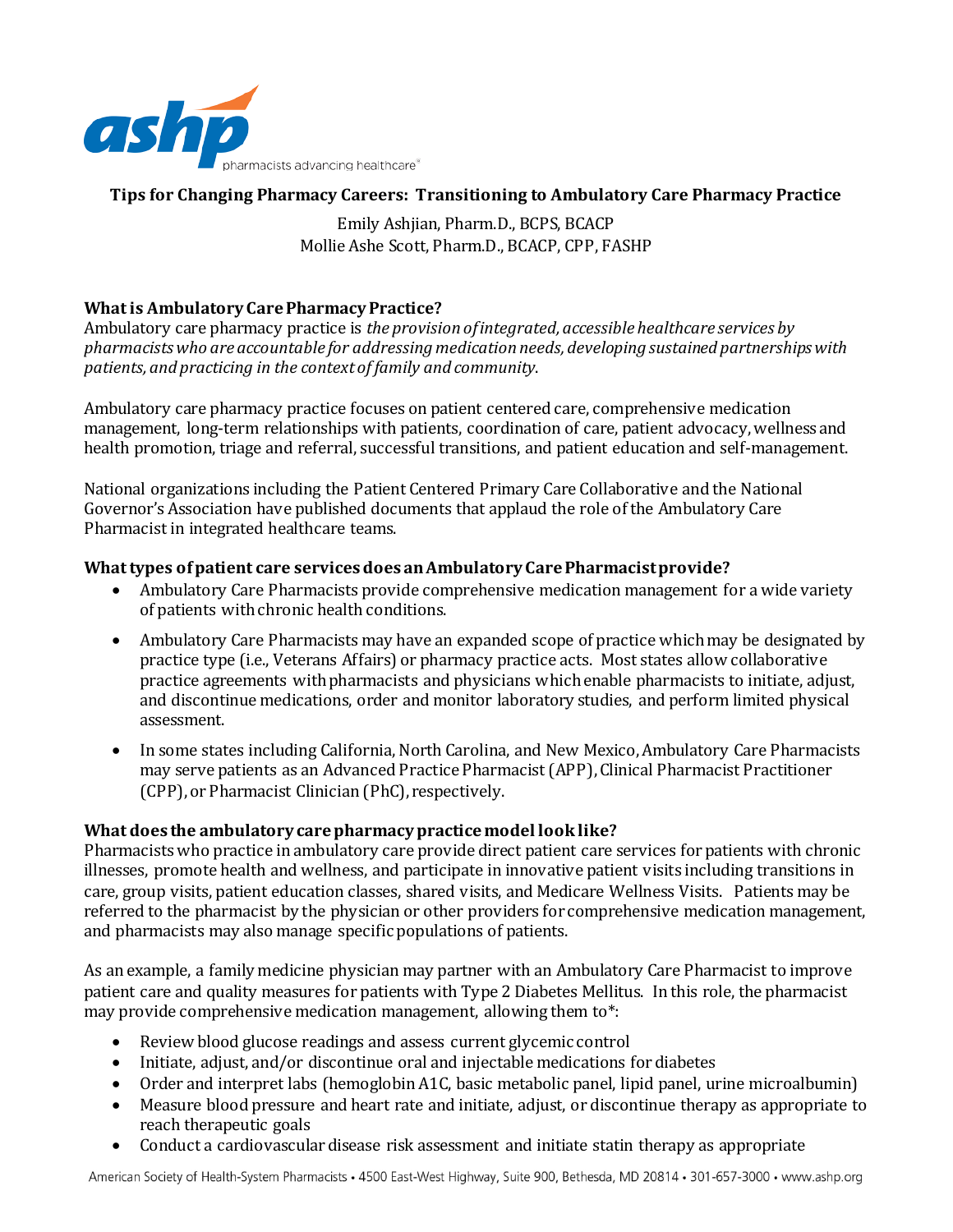**Tips for Changing Pharmacy Careers: Transitioning to Ambulatory Care Pharmacy Practice**

Emily Ashjian, Pharm.D., BCPS, BCACP
Mollie Ashe Scott, Pharm.D., BCACP, CPP, FASHP

### What is Ambulatory Care Pharmacy Practice?

Ambulatory care pharmacy practice is *the provision of integrated, accessible healthcare services by pharmacists who are accountable for addressing medication needs, developing sustained partnerships with patients, and practicing in the context of family and community*.

Ambulatory care pharmacy practice focuses on patient centered care, comprehensive medication management, long-term relationships with patients, coordination of care, patient advocacy, wellness and health promotion, triage and referral, successful transitions, and patient education and self-management.

National organizations including the Patient Centered Primary Care Collaborative and the National Governor's Association have published documents that applaud the role of the Ambulatory Care Pharmacist in integrated healthcare teams.

### What types of patient care services does an Ambulatory Care Pharmacist provide?

- Ambulatory Care Pharmacists provide comprehensive medication management for a wide variety of patients with chronic health conditions.
- Ambulatory Care Pharmacists may have an expanded scope of practice which may be designated by practice type (i.e., Veterans Affairs) or pharmacy practice acts. Most states allow collaborative practice agreements with pharmacists and physicians which enable pharmacists to initiate, adjust, and discontinue medications, order and monitor laboratory studies, and perform limited physical assessment.
- In some states including California, North Carolina, and New Mexico, Ambulatory Care Pharmacists may serve patients as an Advanced Practice Pharmacist (APP), Clinical Pharmacist Practitioner (CPP), or Pharmacist Clinician (PhC), respectively.

### What does the ambulatory care pharmacy practice model look like?

Pharmacists who practice in ambulatory care provide direct patient care services for patients with chronic illnesses, promote health and wellness, and participate in innovative patient visits including transitions in care, group visits, patient education classes, shared visits, and Medicare Wellness Visits. Patients may be referred to the pharmacist by the physician or other providers for comprehensive medication management, and pharmacists may also manage specific populations of patients.

As an example, a family medicine physician may partner with an Ambulatory Care Pharmacist to improve patient care and quality measures for patients with Type 2 Diabetes Mellitus. In this role, the pharmacist may provide comprehensive medication management, allowing them to*:

- Review blood glucose readings and assess current glycemic control
- Initiate, adjust, and/or discontinue oral and injectable medications for diabetes
- Order and interpret labs (hemoglobin A1C, basic metabolic panel, lipid panel, urine microalbumin)
- Measure blood pressure and heart rate and initiate, adjust, or discontinue therapy as appropriate to reach therapeutic goals
- Conduct a cardiovascular disease risk assessment and initiate statin therapy as appropriate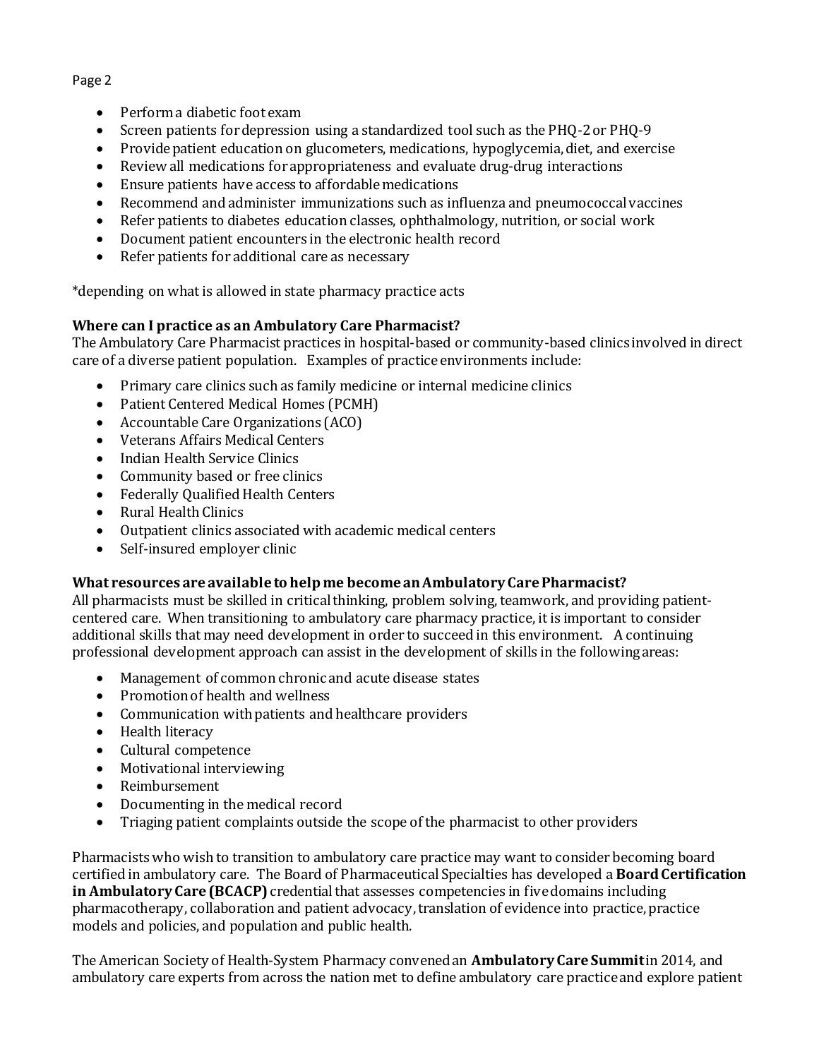- Perform a diabetic foot exam
- Screen patients for depression using a standardized tool such as the PHQ-2 or PHQ-9
- Provide patient education on glucometers, medications, hypoglycemia, diet, and exercise
- Review all medications for appropriateness and evaluate drug-drug interactions
- Ensure patients have access to affordable medications
- Recommend and administer immunizations such as influenza and pneumococcal vaccines
- Refer patients to diabetes education classes, ophthalmology, nutrition, or social work
- Document patient encounters in the electronic health record
- Refer patients for additional care as necessary

*depending on what is allowed in state pharmacy practice acts

**Where can I practice as an Ambulatory Care Pharmacist?**
The Ambulatory Care Pharmacist practices in hospital-based or community-based clinics involved in direct care of a diverse patient population. Examples of practice environments include:

- Primary care clinics such as family medicine or internal medicine clinics
- Patient Centered Medical Homes (PCMH)
- Accountable Care Organizations (ACO)
- Veterans Affairs Medical Centers
- Indian Health Service Clinics
- Community based or free clinics
- Federally Qualified Health Centers
- Rural Health Clinics
- Outpatient clinics associated with academic medical centers
- Self-insured employer clinic

**What resources are available to help me become an Ambulatory Care Pharmacist?**
All pharmacists must be skilled in critical thinking, problem solving, teamwork, and providing patient-centered care. When transitioning to ambulatory care pharmacy practice, it is important to consider additional skills that may need development in order to succeed in this environment. A continuing professional development approach can assist in the development of skills in the following areas:

- Management of common chronic and acute disease states
- Promotion of health and wellness
- Communication with patients and healthcare providers
- Health literacy
- Cultural competence
- Motivational interviewing
- Reimbursement
- Documenting in the medical record
- Triaging patient complaints outside the scope of the pharmacist to other providers

Pharmacists who wish to transition to ambulatory care practice may want to consider becoming board certified in ambulatory care. The Board of Pharmaceutical Specialties has developed a **Board Certification in Ambulatory Care (BCACP)** credential that assesses competencies in five domains including pharmacotherapy, collaboration and patient advocacy, translation of evidence into practice, practice models and policies, and population and public health.

The American Society of Health-System Pharmacy convened an **Ambulatory Care Summit** in 2014, and ambulatory care experts from across the nation met to define ambulatory care practice and explore patient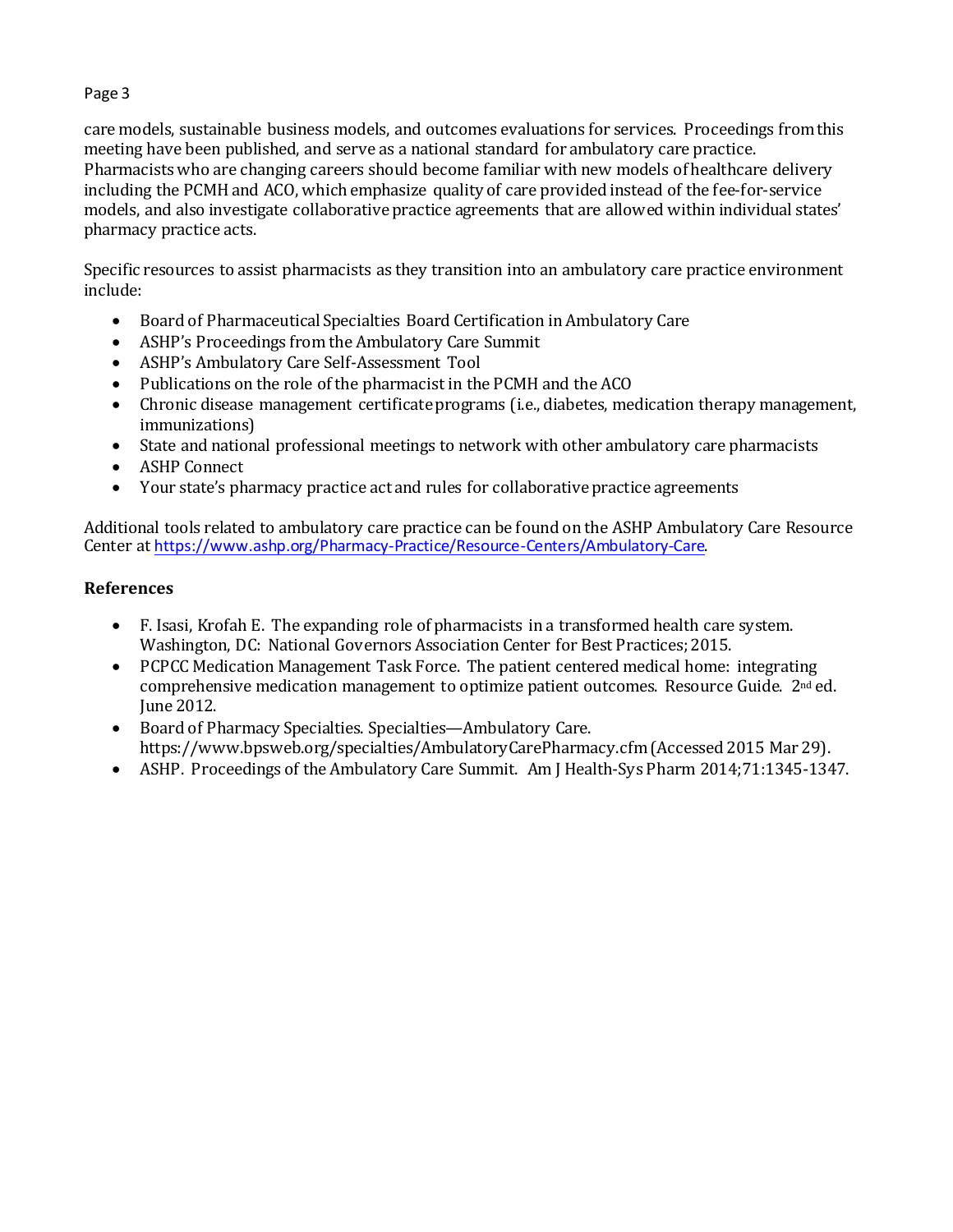care models, sustainable business models, and outcomes evaluations for services. Proceedings from this meeting have been published, and serve as a national standard for ambulatory care practice. Pharmacists who are changing careers should become familiar with new models of healthcare delivery including the PCMH and ACO, which emphasize quality of care provided instead of the fee-for-service models, and also investigate collaborative practice agreements that are allowed within individual states' pharmacy practice acts.

Specific resources to assist pharmacists as they transition into an ambulatory care practice environment include:

- Board of Pharmaceutical Specialties Board Certification in Ambulatory Care
- ASHP's Proceedings from the Ambulatory Care Summit
- ASHP's Ambulatory Care Self-Assessment Tool
- Publications on the role of the pharmacist in the PCMH and the ACO
- Chronic disease management certificate programs (i.e., diabetes, medication therapy management, immunizations)
- State and national professional meetings to network with other ambulatory care pharmacists
- ASHP Connect
- Your state's pharmacy practice act and rules for collaborative practice agreements

Additional tools related to ambulatory care practice can be found on the ASHP Ambulatory Care Resource Center at https://www.ashp.org/Pharmacy-Practice/Resource-Centers/Ambulatory-Care.

## References

- F. Isasi, Krofah E. The expanding role of pharmacists in a transformed health care system. Washington, DC: National Governors Association Center for Best Practices; 2015.
- PCPCC Medication Management Task Force. The patient centered medical home: integrating comprehensive medication management to optimize patient outcomes. Resource Guide. 2nd ed. June 2012.
- Board of Pharmacy Specialties. Specialties—Ambulatory Care. https://www.bpsweb.org/specialties/AmbulatoryCarePharmacy.cfm (Accessed 2015 Mar 29).
- ASHP. Proceedings of the Ambulatory Care Summit. Am J Health-Sys Pharm 2014;71:1345-1347.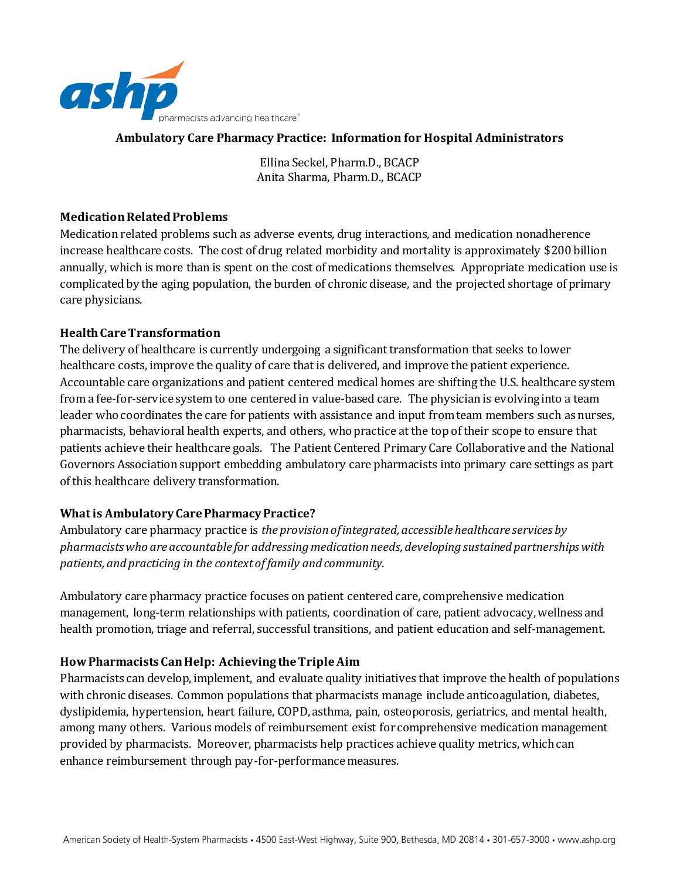**Ambulatory Care Pharmacy Practice: Information for Hospital Administrators**

Ellina Seckel, Pharm.D., BCACP
Anita Sharma, Pharm.D., BCACP

## Medication Related Problems

Medication related problems such as adverse events, drug interactions, and medication nonadherence increase healthcare costs. The cost of drug related morbidity and mortality is approximately $200 billion annually, which is more than is spent on the cost of medications themselves. Appropriate medication use is complicated by the aging population, the burden of chronic disease, and the projected shortage of primary care physicians.

## Health Care Transformation

The delivery of healthcare is currently undergoing a significant transformation that seeks to lower healthcare costs, improve the quality of care that is delivered, and improve the patient experience. Accountable care organizations and patient centered medical homes are shifting the U.S. healthcare system from a fee-for-service system to one centered in value-based care. The physician is evolving into a team leader who coordinates the care for patients with assistance and input from team members such as nurses, pharmacists, behavioral health experts, and others, who practice at the top of their scope to ensure that patients achieve their healthcare goals. The Patient Centered Primary Care Collaborative and the National Governors Association support embedding ambulatory care pharmacists into primary care settings as part of this healthcare delivery transformation.

## What is Ambulatory Care Pharmacy Practice?

Ambulatory care pharmacy practice is *the provision of integrated, accessible healthcare services by pharmacists who are accountable for addressing medication needs, developing sustained partnerships with patients, and practicing in the context of family and community.*

Ambulatory care pharmacy practice focuses on patient centered care, comprehensive medication management, long-term relationships with patients, coordination of care, patient advocacy, wellness and health promotion, triage and referral, successful transitions, and patient education and self-management.

## How Pharmacists Can Help: Achieving the Triple Aim

Pharmacists can develop, implement, and evaluate quality initiatives that improve the health of populations with chronic diseases. Common populations that pharmacists manage include anticoagulation, diabetes, dyslipidemia, hypertension, heart failure, COPD, asthma, pain, osteoporosis, geriatrics, and mental health, among many others. Various models of reimbursement exist for comprehensive medication management provided by pharmacists. Moreover, pharmacists help practices achieve quality metrics, which can enhance reimbursement through pay-for-performance measures.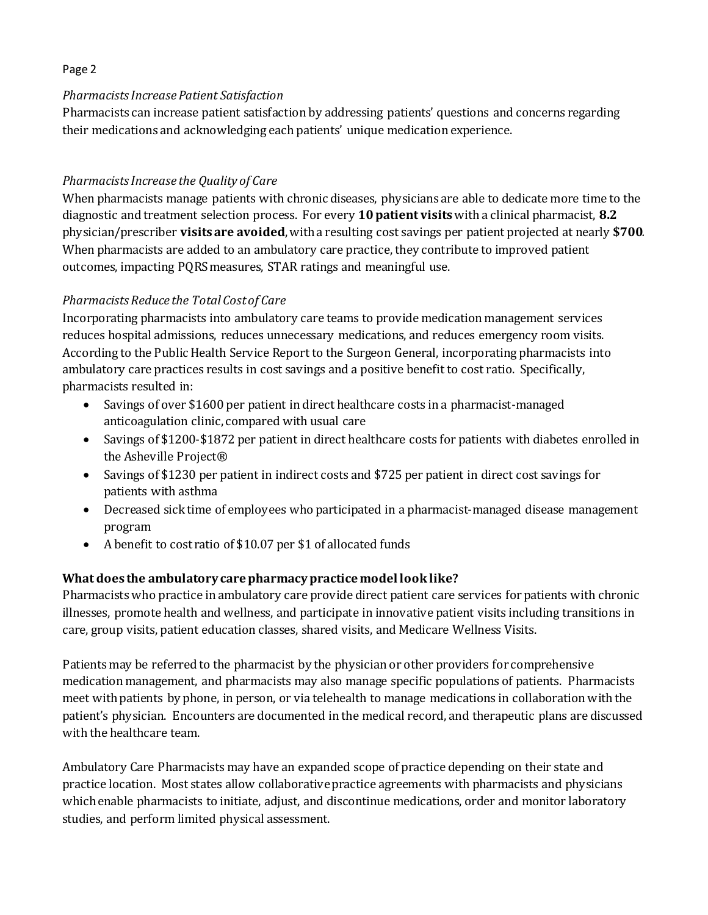*Pharmacists Increase Patient Satisfaction*

Pharmacists can increase patient satisfaction by addressing patients' questions and concerns regarding their medications and acknowledging each patients' unique medication experience.

*Pharmacists Increase the Quality of Care*

When pharmacists manage patients with chronic diseases, physicians are able to dedicate more time to the diagnostic and treatment selection process. For every **10 patient visits** with a clinical pharmacist, **8.2** physician/prescriber **visits are avoided**, with a resulting cost savings per patient projected at nearly **$700**. When pharmacists are added to an ambulatory care practice, they contribute to improved patient outcomes, impacting PQRS measures, STAR ratings and meaningful use.

*Pharmacists Reduce the Total Cost of Care*

Incorporating pharmacists into ambulatory care teams to provide medication management services reduces hospital admissions, reduces unnecessary medications, and reduces emergency room visits. According to the Public Health Service Report to the Surgeon General, incorporating pharmacists into ambulatory care practices results in cost savings and a positive benefit to cost ratio. Specifically, pharmacists resulted in:

- Savings of over $1600 per patient in direct healthcare costs in a pharmacist-managed anticoagulation clinic, compared with usual care
- Savings of $1200-$1872 per patient in direct healthcare costs for patients with diabetes enrolled in the Asheville Project®
- Savings of $1230 per patient in indirect costs and $725 per patient in direct cost savings for patients with asthma
- Decreased sick time of employees who participated in a pharmacist-managed disease management program
- A benefit to cost ratio of $10.07 per $1 of allocated funds

**What does the ambulatory care pharmacy practice model look like?**

Pharmacists who practice in ambulatory care provide direct patient care services for patients with chronic illnesses, promote health and wellness, and participate in innovative patient visits including transitions in care, group visits, patient education classes, shared visits, and Medicare Wellness Visits.

Patients may be referred to the pharmacist by the physician or other providers for comprehensive medication management, and pharmacists may also manage specific populations of patients. Pharmacists meet with patients by phone, in person, or via telehealth to manage medications in collaboration with the patient's physician. Encounters are documented in the medical record, and therapeutic plans are discussed with the healthcare team.

Ambulatory Care Pharmacists may have an expanded scope of practice depending on their state and practice location. Most states allow collaborative practice agreements with pharmacists and physicians which enable pharmacists to initiate, adjust, and discontinue medications, order and monitor laboratory studies, and perform limited physical assessment.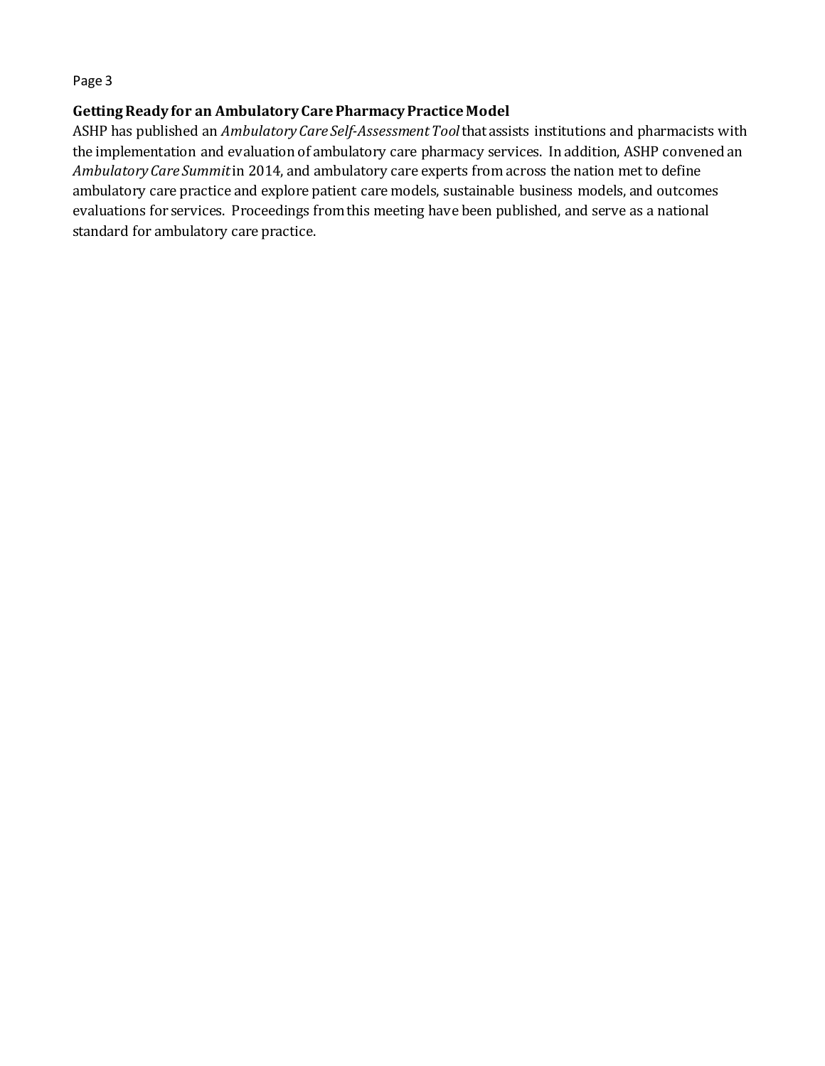**Getting Ready for an Ambulatory Care Pharmacy Practice Model**

ASHP has published an *Ambulatory Care Self-Assessment Tool* that assists institutions and pharmacists with the implementation and evaluation of ambulatory care pharmacy services. In addition, ASHP convened an *Ambulatory Care Summit* in 2014, and ambulatory care experts from across the nation met to define ambulatory care practice and explore patient care models, sustainable business models, and outcomes evaluations for services. Proceedings from this meeting have been published, and serve as a national standard for ambulatory care practice.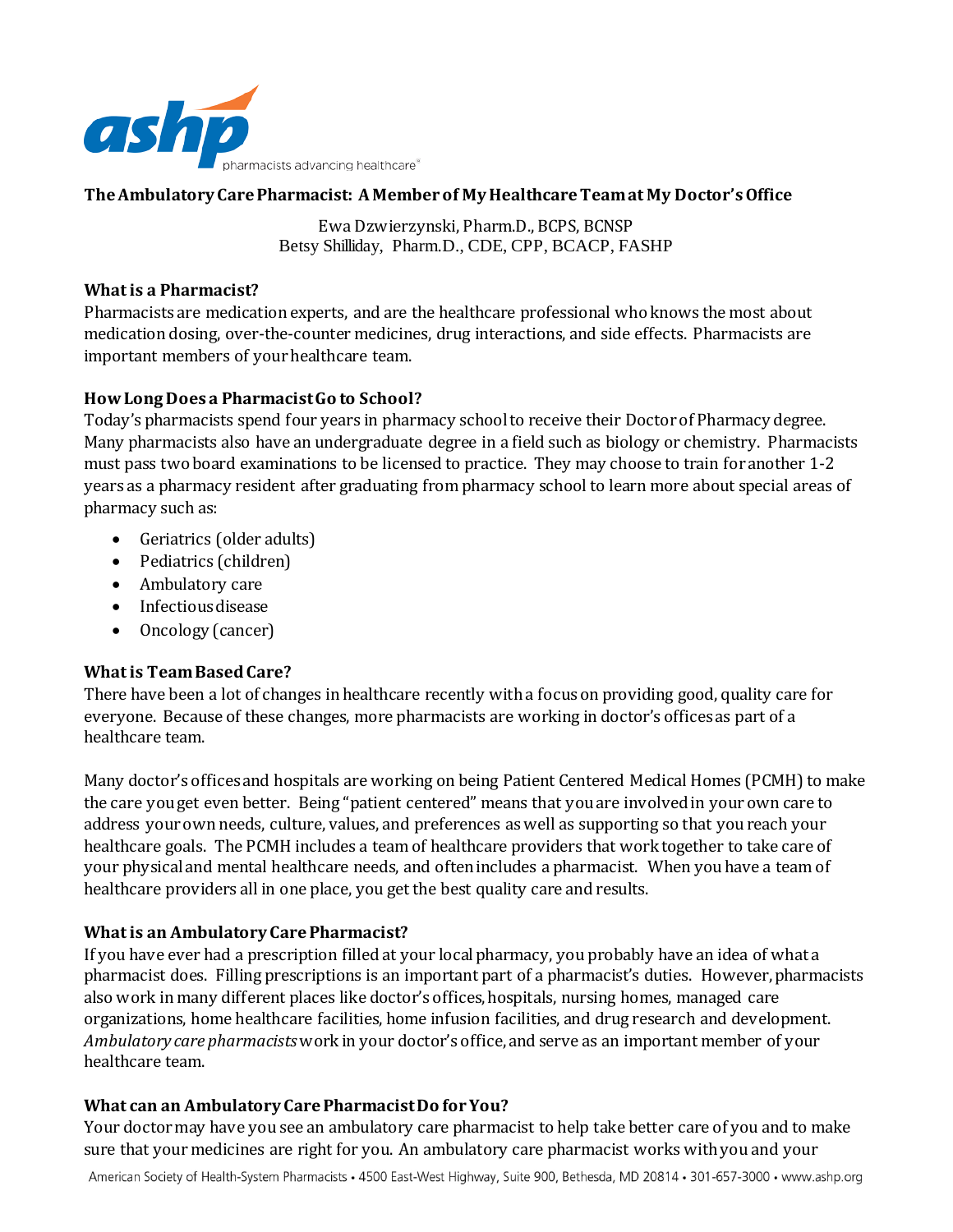**The Ambulatory Care Pharmacist: A Member of My Healthcare Team at My Doctor's Office**

Ewa Dzwierzynski, Pharm.D., BCPS, BCNSP
Betsy Shilliday, Pharm.D., CDE, CPP, BCACP, FASHP

**What is a Pharmacist?**

Pharmacists are medication experts, and are the healthcare professional who knows the most about medication dosing, over-the-counter medicines, drug interactions, and side effects. Pharmacists are important members of your healthcare team.

**How Long Does a Pharmacist Go to School?**

Today's pharmacists spend four years in pharmacy school to receive their Doctor of Pharmacy degree. Many pharmacists also have an undergraduate degree in a field such as biology or chemistry. Pharmacists must pass two board examinations to be licensed to practice. They may choose to train for another 1-2 years as a pharmacy resident after graduating from pharmacy school to learn more about special areas of pharmacy such as:

- Geriatrics (older adults)
- Pediatrics (children)
- Ambulatory care
- Infectious disease
- Oncology (cancer)

**What is Team Based Care?**

There have been a lot of changes in healthcare recently with a focus on providing good, quality care for everyone. Because of these changes, more pharmacists are working in doctor's offices as part of a healthcare team.

Many doctor's offices and hospitals are working on being Patient Centered Medical Homes (PCMH) to make the care you get even better. Being "patient centered" means that you are involved in your own care to address your own needs, culture, values, and preferences as well as supporting so that you reach your healthcare goals. The PCMH includes a team of healthcare providers that work together to take care of your physical and mental healthcare needs, and often includes a pharmacist. When you have a team of healthcare providers all in one place, you get the best quality care and results.

**What is an Ambulatory Care Pharmacist?**

If you have ever had a prescription filled at your local pharmacy, you probably have an idea of what a pharmacist does. Filling prescriptions is an important part of a pharmacist's duties. However, pharmacists also work in many different places like doctor's offices, hospitals, nursing homes, managed care organizations, home healthcare facilities, home infusion facilities, and drug research and development. *Ambulatory care pharmacists* work in your doctor's office, and serve as an important member of your healthcare team.

**What can an Ambulatory Care Pharmacist Do for You?**

Your doctor may have you see an ambulatory care pharmacist to help take better care of you and to make sure that your medicines are right for you. An ambulatory care pharmacist works with you and your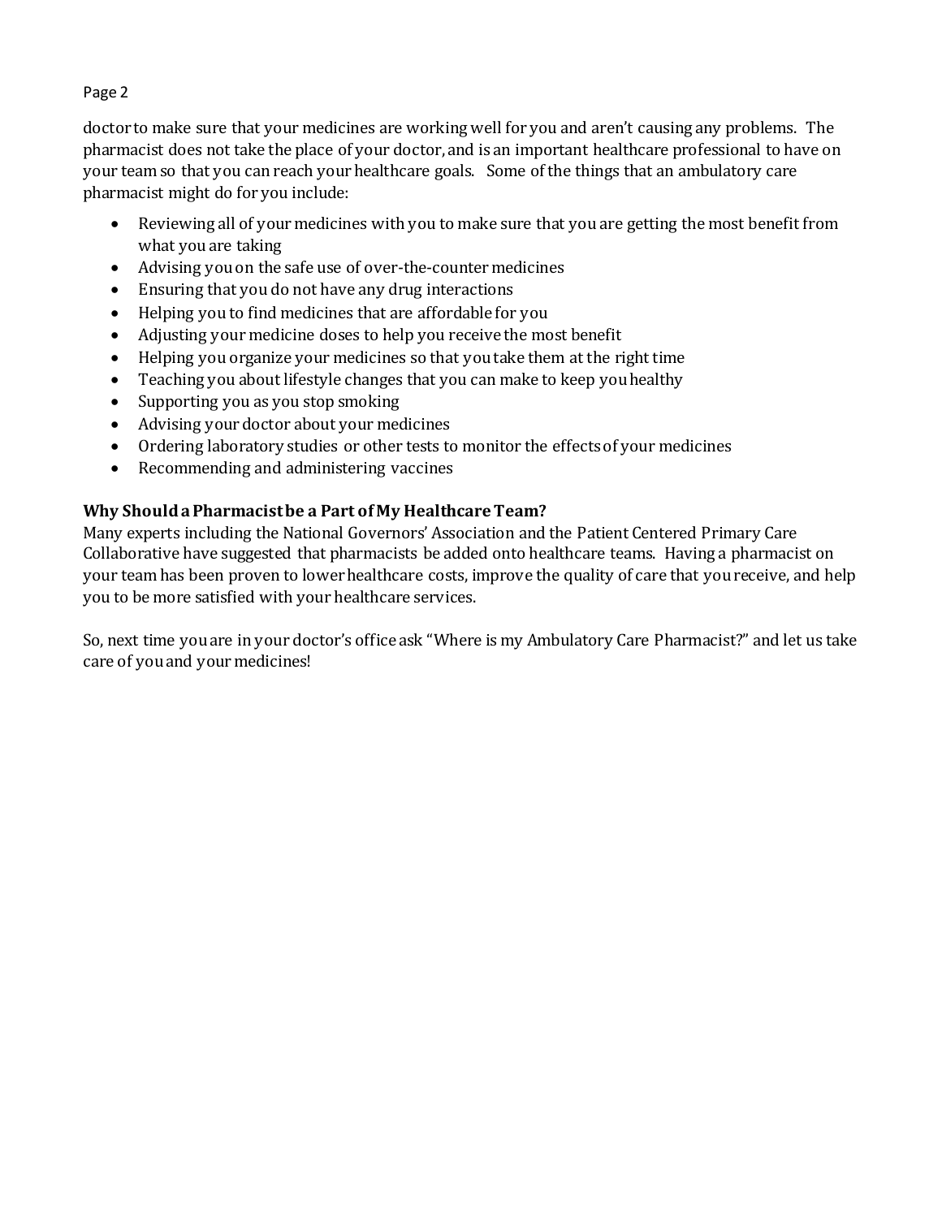doctor to make sure that your medicines are working well for you and aren't causing any problems. The pharmacist does not take the place of your doctor, and is an important healthcare professional to have on your team so that you can reach your healthcare goals. Some of the things that an ambulatory care pharmacist might do for you include:

- Reviewing all of your medicines with you to make sure that you are getting the most benefit from what you are taking
- Advising you on the safe use of over-the-counter medicines
- Ensuring that you do not have any drug interactions
- Helping you to find medicines that are affordable for you
- Adjusting your medicine doses to help you receive the most benefit
- Helping you organize your medicines so that you take them at the right time
- Teaching you about lifestyle changes that you can make to keep you healthy
- Supporting you as you stop smoking
- Advising your doctor about your medicines
- Ordering laboratory studies or other tests to monitor the effects of your medicines
- Recommending and administering vaccines

**Why Should a Pharmacist be a Part of My Healthcare Team?**

Many experts including the National Governors' Association and the Patient Centered Primary Care Collaborative have suggested that pharmacists be added onto healthcare teams. Having a pharmacist on your team has been proven to lower healthcare costs, improve the quality of care that you receive, and help you to be more satisfied with your healthcare services.

So, next time you are in your doctor's office ask "Where is my Ambulatory Care Pharmacist?" and let us take care of you and your medicines!